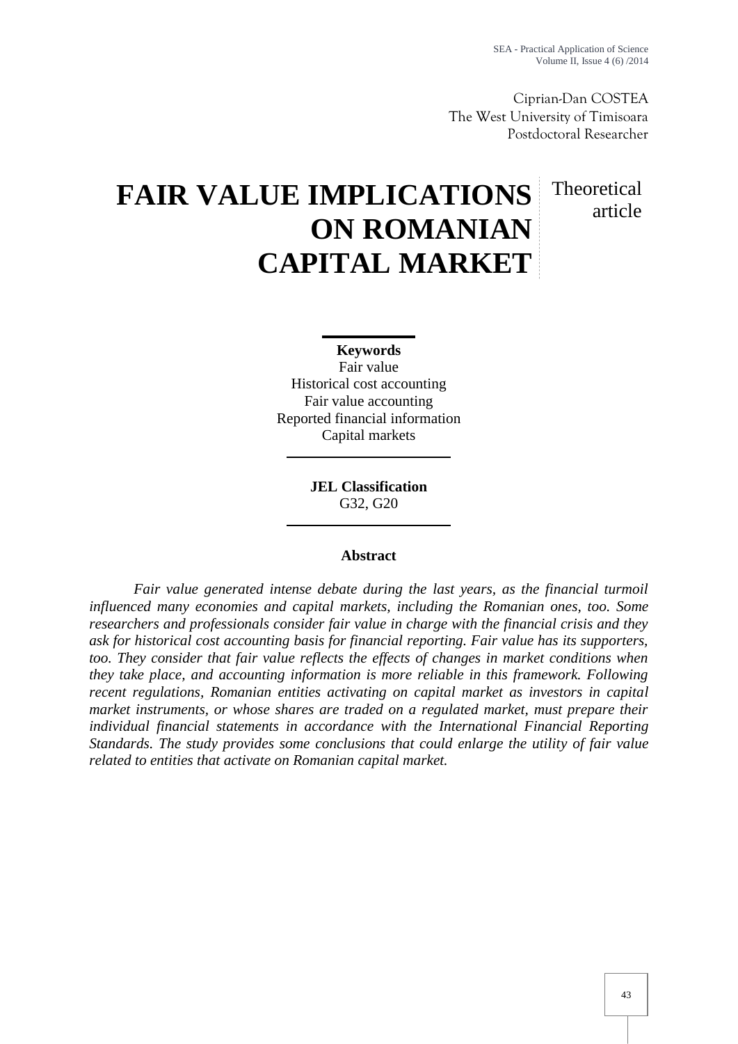Ciprian-Dan COSTEA
The West University of Timisoara
Postdoctoral Researcher

# FAIR VALUE IMPLICATIONS ON ROMANIAN CAPITAL MARKET

Theoretical article

**Keywords**
Fair value
Historical cost accounting
Fair value accounting
Reported financial information
Capital markets

**JEL Classification**
G32, G20

## Abstract

*Fair value generated intense debate during the last years, as the financial turmoil influenced many economies and capital markets, including the Romanian ones, too. Some researchers and professionals consider fair value in charge with the financial crisis and they ask for historical cost accounting basis for financial reporting. Fair value has its supporters, too. They consider that fair value reflects the effects of changes in market conditions when they take place, and accounting information is more reliable in this framework. Following recent regulations, Romanian entities activating on capital market as investors in capital market instruments, or whose shares are traded on a regulated market, must prepare their individual financial statements in accordance with the International Financial Reporting Standards. The study provides some conclusions that could enlarge the utility of fair value related to entities that activate on Romanian capital market.*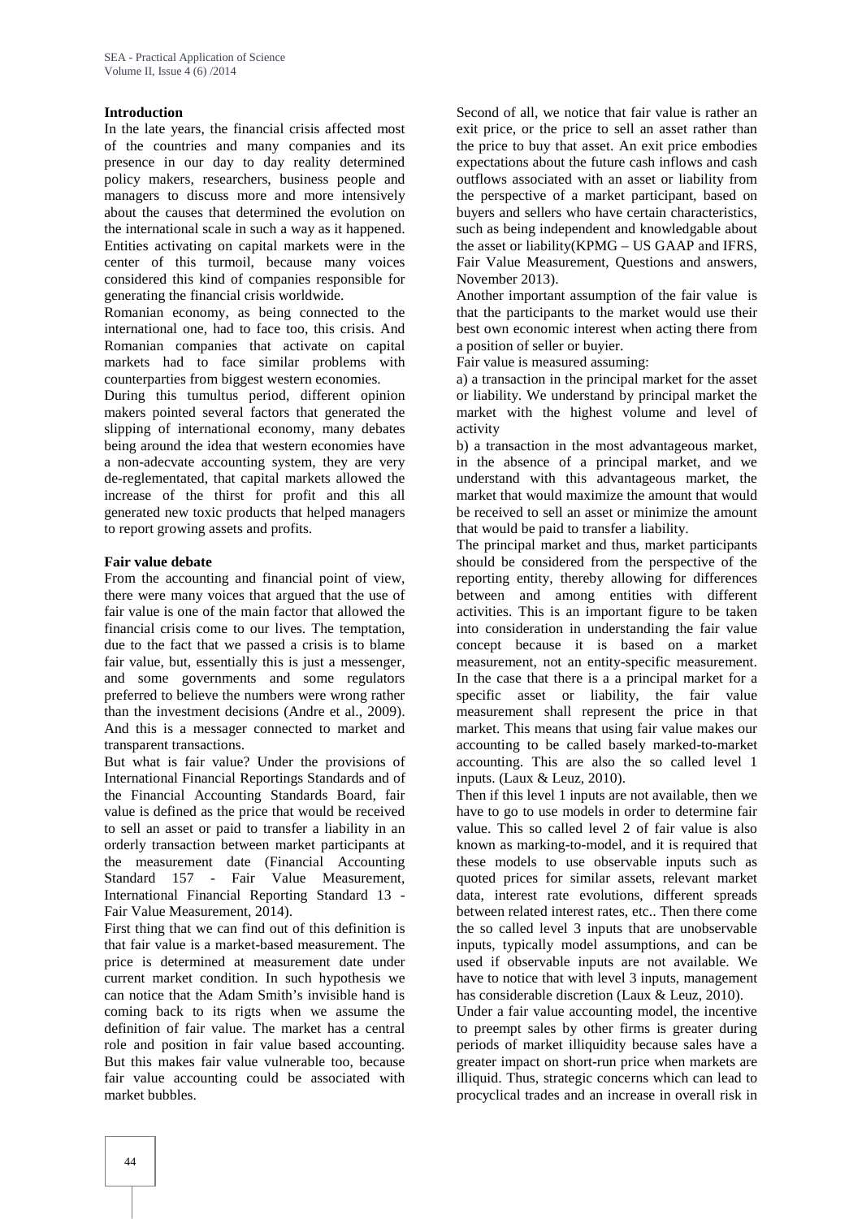**Introduction**

In the late years, the financial crisis affected most of the countries and many companies and its presence in our day to day reality determined policy makers, researchers, business people and managers to discuss more and more intensively about the causes that determined the evolution on the international scale in such a way as it happened. Entities activating on capital markets were in the center of this turmoil, because many voices considered this kind of companies responsible for generating the financial crisis worldwide.

Romanian economy, as being connected to the international one, had to face too, this crisis. And Romanian companies that activate on capital markets had to face similar problems with counterparties from biggest western economies.

During this tumultus period, different opinion makers pointed several factors that generated the slipping of international economy, many debates being around the idea that western economies have a non-adecvate accounting system, they are very de-reglementated, that capital markets allowed the increase of the thirst for profit and this all generated new toxic products that helped managers to report growing assets and profits.

**Fair value debate**

From the accounting and financial point of view, there were many voices that argued that the use of fair value is one of the main factor that allowed the financial crisis come to our lives. The temptation, due to the fact that we passed a crisis is to blame fair value, but, essentially this is just a messenger, and some governments and some regulators preferred to believe the numbers were wrong rather than the investment decisions (Andre et al., 2009). And this is a messager connected to market and transparent transactions.

But what is fair value? Under the provisions of International Financial Reportings Standards and of the Financial Accounting Standards Board, fair value is defined as the price that would be received to sell an asset or paid to transfer a liability in an orderly transaction between market participants at the measurement date (Financial Accounting Standard 157 - Fair Value Measurement, International Financial Reporting Standard 13 - Fair Value Measurement, 2014).

First thing that we can find out of this definition is that fair value is a market-based measurement. The price is determined at measurement date under current market condition. In such hypothesis we can notice that the Adam Smith's invisible hand is coming back to its rigts when we assume the definition of fair value. The market has a central role and position in fair value based accounting. But this makes fair value vulnerable too, because fair value accounting could be associated with market bubbles.

Second of all, we notice that fair value is rather an exit price, or the price to sell an asset rather than the price to buy that asset. An exit price embodies expectations about the future cash inflows and cash outflows associated with an asset or liability from the perspective of a market participant, based on buyers and sellers who have certain characteristics, such as being independent and knowledgable about the asset or liability(KPMG – US GAAP and IFRS, Fair Value Measurement, Questions and answers, November 2013).

Another important assumption of the fair value is that the participants to the market would use their best own economic interest when acting there from a position of seller or buyier.

Fair value is measured assuming:

a) a transaction in the principal market for the asset or liability. We understand by principal market the market with the highest volume and level of activity

b) a transaction in the most advantageous market, in the absence of a principal market, and we understand with this advantageous market, the market that would maximize the amount that would be received to sell an asset or minimize the amount that would be paid to transfer a liability.

The principal market and thus, market participants should be considered from the perspective of the reporting entity, thereby allowing for differences between and among entities with different activities. This is an important figure to be taken into consideration in understanding the fair value concept because it is based on a market measurement, not an entity-specific measurement. In the case that there is a a principal market for a specific asset or liability, the fair value measurement shall represent the price in that market. This means that using fair value makes our accounting to be called basely marked-to-market accounting. This are also the so called level 1 inputs. (Laux & Leuz, 2010).

Then if this level 1 inputs are not available, then we have to go to use models in order to determine fair value. This so called level 2 of fair value is also known as marking-to-model, and it is required that these models to use observable inputs such as quoted prices for similar assets, relevant market data, interest rate evolutions, different spreads between related interest rates, etc.. Then there come the so called level 3 inputs that are unobservable inputs, typically model assumptions, and can be used if observable inputs are not available. We have to notice that with level 3 inputs, management has considerable discretion (Laux & Leuz, 2010).

Under a fair value accounting model, the incentive to preempt sales by other firms is greater during periods of market illiquidity because sales have a greater impact on short-run price when markets are illiquid. Thus, strategic concerns which can lead to procyclical trades and an increase in overall risk in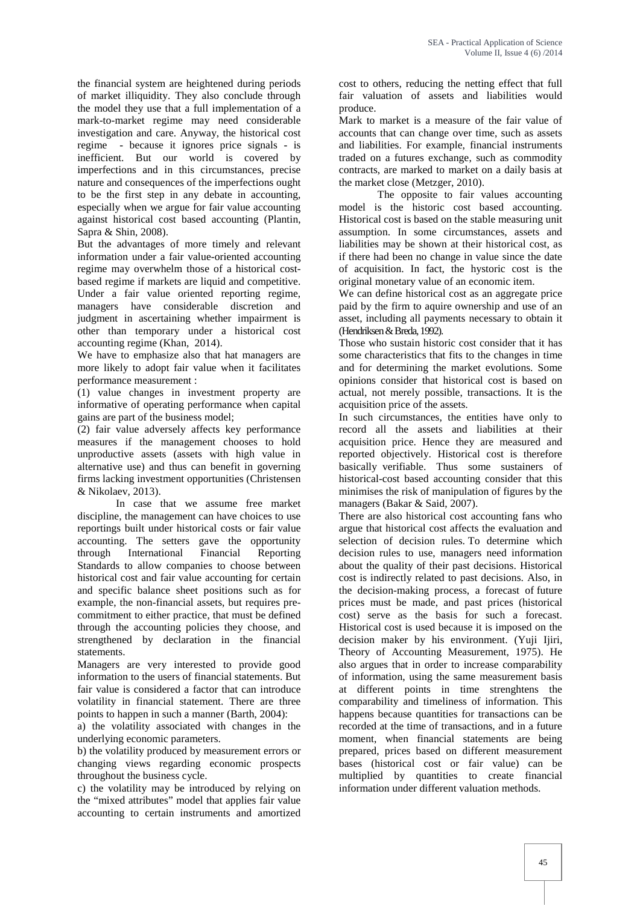the financial system are heightened during periods of market illiquidity. They also conclude through the model they use that a full implementation of a mark-to-market regime may need considerable investigation and care. Anyway, the historical cost regime - because it ignores price signals - is inefficient. But our world is covered by imperfections and in this circumstances, precise nature and consequences of the imperfections ought to be the first step in any debate in accounting, especially when we argue for fair value accounting against historical cost based accounting (Plantin, Sapra & Shin, 2008).

But the advantages of more timely and relevant information under a fair value-oriented accounting regime may overwhelm those of a historical cost-based regime if markets are liquid and competitive. Under a fair value oriented reporting regime, managers have considerable discretion and judgment in ascertaining whether impairment is other than temporary under a historical cost accounting regime (Khan, 2014).

We have to emphasize also that hat managers are more likely to adopt fair value when it facilitates performance measurement :

(1) value changes in investment property are informative of operating performance when capital gains are part of the business model;

(2) fair value adversely affects key performance measures if the management chooses to hold unproductive assets (assets with high value in alternative use) and thus can benefit in governing firms lacking investment opportunities (Christensen & Nikolaev, 2013).

In case that we assume free market discipline, the management can have choices to use reportings built under historical costs or fair value accounting. The setters gave the opportunity through International Financial Reporting Standards to allow companies to choose between historical cost and fair value accounting for certain and specific balance sheet positions such as for example, the non-financial assets, but requires pre-commitment to either practice, that must be defined through the accounting policies they choose, and strengthened by declaration in the financial statements.

Managers are very interested to provide good information to the users of financial statements. But fair value is considered a factor that can introduce volatility in financial statement. There are three points to happen in such a manner (Barth, 2004):

a) the volatility associated with changes in the underlying economic parameters.

b) the volatility produced by measurement errors or changing views regarding economic prospects throughout the business cycle.

c) the volatility may be introduced by relying on the "mixed attributes" model that applies fair value accounting to certain instruments and amortized cost to others, reducing the netting effect that full fair valuation of assets and liabilities would produce.

Mark to market is a measure of the fair value of accounts that can change over time, such as assets and liabilities. For example, financial instruments traded on a futures exchange, such as commodity contracts, are marked to market on a daily basis at the market close (Metzger, 2010).

The opposite to fair values accounting model is the historic cost based accounting. Historical cost is based on the stable measuring unit assumption. In some circumstances, assets and liabilities may be shown at their historical cost, as if there had been no change in value since the date of acquisition. In fact, the hystoric cost is the original monetary value of an economic item.

We can define historical cost as an aggregate price paid by the firm to aquire ownership and use of an asset, including all payments necessary to obtain it (Hendriksen & Breda, 1992).

Those who sustain historic cost consider that it has some characteristics that fits to the changes in time and for determining the market evolutions. Some opinions consider that historical cost is based on actual, not merely possible, transactions. It is the acquisition price of the assets.

In such circumstances, the entities have only to record all the assets and liabilities at their acquisition price. Hence they are measured and reported objectively. Historical cost is therefore basically verifiable. Thus some sustainers of historical-cost based accounting consider that this minimises the risk of manipulation of figures by the managers (Bakar & Said, 2007).

There are also historical cost accounting fans who argue that historical cost affects the evaluation and selection of decision rules. To determine which decision rules to use, managers need information about the quality of their past decisions. Historical cost is indirectly related to past decisions. Also, in the decision-making process, a forecast of future prices must be made, and past prices (historical cost) serve as the basis for such a forecast. Historical cost is used because it is imposed on the decision maker by his environment. (Yuji Ijiri, Theory of Accounting Measurement, 1975). He also argues that in order to increase comparability of information, using the same measurement basis at different points in time strenghtens the comparability and timeliness of information. This happens because quantities for transactions can be recorded at the time of transactions, and in a future moment, when financial statements are being prepared, prices based on different measurement bases (historical cost or fair value) can be multiplied by quantities to create financial information under different valuation methods.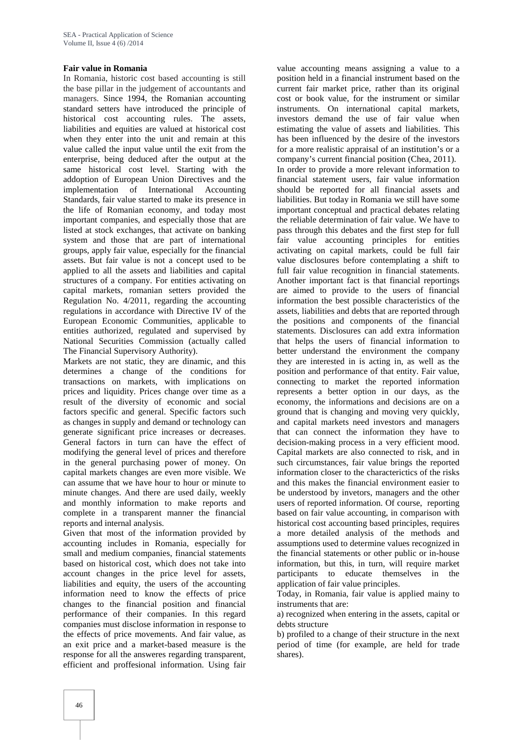**Fair value in Romania**

In Romania, historic cost based accounting is still the base pillar in the judgement of accountants and managers. Since 1994, the Romanian accounting standard setters have introduced the principle of historical cost accounting rules. The assets, liabilities and equities are valued at historical cost when they enter into the unit and remain at this value called the input value until the exit from the enterprise, being deduced after the output at the same historical cost level. Starting with the addoption of European Union Directives and the implementation of International Accounting Standards, fair value started to make its presence in the life of Romanian economy, and today most important companies, and especially those that are listed at stock exchanges, that activate on banking system and those that are part of international groups, apply fair value, especially for the financial assets. But fair value is not a concept used to be applied to all the assets and liabilities and capital structures of a company. For entities activating on capital markets, romanian setters provided the Regulation No. 4/2011, regarding the accounting regulations in accordance with Directive IV of the European Economic Communities, applicable to entities authorized, regulated and supervised by National Securities Commission (actually called The Financial Supervisory Authority).

Markets are not static, they are dinamic, and this determines a change of the conditions for transactions on markets, with implications on prices and liquidity. Prices change over time as a result of the diversity of economic and social factors specific and general. Specific factors such as changes in supply and demand or technology can generate significant price increases or decreases. General factors in turn can have the effect of modifying the general level of prices and therefore in the general purchasing power of money. On capital markets changes are even more visible. We can assume that we have hour to hour or minute to minute changes. And there are used daily, weekly and monthly information to make reports and complete in a transparent manner the financial reports and internal analysis.

Given that most of the information provided by accounting includes in Romania, especially for small and medium companies, financial statements based on historical cost, which does not take into account changes in the price level for assets, liabilities and equity, the users of the accounting information need to know the effects of price changes to the financial position and financial performance of their companies. In this regard companies must disclose information in response to the effects of price movements. And fair value, as an exit price and a market-based measure is the response for all the answeres regarding transparent, efficient and proffesional information. Using fair value accounting means assigning a value to a position held in a financial instrument based on the current fair market price, rather than its original cost or book value, for the instrument or similar instruments. On international capital markets, investors demand the use of fair value when estimating the value of assets and liabilities. This has been influenced by the desire of the investors for a more realistic appraisal of an institution's or a company's current financial position (Chea, 2011).

In order to provide a more relevant information to financial statement users, fair value information should be reported for all financial assets and liabilities. But today in Romania we still have some important conceptual and practical debates relating the reliable determination of fair value. We have to pass through this debates and the first step for full fair value accounting principles for entities activating on capital markets, could be full fair value disclosures before contemplating a shift to full fair value recognition in financial statements. Another important fact is that financial reportings are aimed to provide to the users of financial information the best possible characteristics of the assets, liabilities and debts that are reported through the positions and components of the financial statements. Disclosures can add extra information that helps the users of financial information to better understand the environment the company they are interested in is acting in, as well as the position and performance of that entity. Fair value, connecting to market the reported information represents a better option in our days, as the economy, the informations and decisions are on a ground that is changing and moving very quickly, and capital markets need investors and managers that can connect the information they have to decision-making process in a very efficient mood. Capital markets are also connected to risk, and in such circumstances, fair value brings the reported information closer to the characterictics of the risks and this makes the financial environment easier to be understood by invetors, managers and the other users of reported information. Of course, reporting based on fair value accounting, in comparison with historical cost accounting based principles, requires a more detailed analysis of the methods and assumptions used to determine values recognized in the financial statements or other public or in-house information, but this, in turn, will require market participants to educate themselves in the application of fair value principles.

Today, in Romania, fair value is applied mainy to instruments that are:

a) recognized when entering in the assets, capital or debts structure

b) profiled to a change of their structure in the next period of time (for example, are held for trade shares).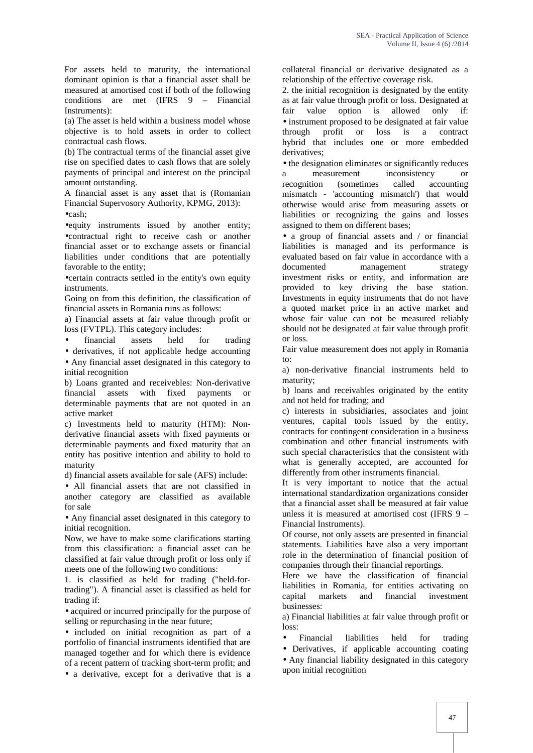For assets held to maturity, the international dominant opinion is that a financial asset shall be measured at amortised cost if both of the following conditions are met (IFRS 9 – Financial Instruments):

(a) The asset is held within a business model whose objective is to hold assets in order to collect contractual cash flows.

(b) The contractual terms of the financial asset give rise on specified dates to cash flows that are solely payments of principal and interest on the principal amount outstanding.

A financial asset is any asset that is (Romanian Financial Supervosory Authority, KPMG, 2013):

- cash;
- equity instruments issued by another entity;
- contractual right to receive cash or another financial asset or to exchange assets or financial liabilities under conditions that are potentially favorable to the entity;
- certain contracts settled in the entity's own equity instruments.

Going on from this definition, the classification of financial assets in Romania runs as follows:

a) Financial assets at fair value through profit or loss (FVTPL). This category includes:

- financial assets held for trading
- derivatives, if not applicable hedge accounting
- Any financial asset designated in this category to initial recognition

b) Loans granted and receivebles: Non-derivative financial assets with fixed payments or determinable payments that are not quoted in an active market

c) Investments held to maturity (HTM): Non-derivative financial assets with fixed payments or determinable payments and fixed maturity that an entity has positive intention and ability to hold to maturity

d) financial assets available for sale (AFS) include:

- All financial assets that are not classified in another category are classified as available for sale
- Any financial asset designated in this category to initial recognition.

Now, we have to make some clarifications starting from this classification: a financial asset can be classified at fair value through profit or loss only if meets one of the following two conditions:

1. is classified as held for trading ("held-for-trading"). A financial asset is classified as held for trading if:

- acquired or incurred principally for the purpose of selling or repurchasing in the near future;
- included on initial recognition as part of a portfolio of financial instruments identified that are managed together and for which there is evidence of a recent pattern of tracking short-term profit; and
- a derivative, except for a derivative that is a collateral financial or derivative designated as a relationship of the effective coverage risk.

2. the initial recognition is designated by the entity as at fair value through profit or loss. Designated at fair value option is allowed only if:

- instrument proposed to be designated at fair value through profit or loss is a contract hybrid that includes one or more embedded derivatives;
- the designation eliminates or significantly reduces a measurement inconsistency or recognition (sometimes called accounting mismatch - 'accounting mismatch') that would otherwise would arise from measuring assets or liabilities or recognizing the gains and losses assigned to them on different bases;
- a group of financial assets and / or financial liabilities is managed and its performance is evaluated based on fair value in accordance with a documented management strategy investment risks or entity, and information are provided to key driving the base station.

Investments in equity instruments that do not have a quoted market price in an active market and whose fair value can not be measured reliably should not be designated at fair value through profit or loss.

Fair value measurement does not apply in Romania to:

a) non-derivative financial instruments held to maturity;

b) loans and receivables originated by the entity and not held for trading; and

c) interests in subsidiaries, associates and joint ventures, capital tools issued by the entity, contracts for contingent consideration in a business combination and other financial instruments with such special characteristics that the consistent with what is generally accepted, are accounted for differently from other instruments financial.

It is very important to notice that the actual international standardization organizations consider that a financial asset shall be measured at fair value unless it is measured at amortised cost (IFRS 9 – Financial Instruments).

Of course, not only assets are presented in financial statements. Liabilities have also a very important role in the determination of financial position of companies through their financial reportings.

Here we have the classification of financial liabilities in Romania, for entities activating on capital markets and financial investment businesses:

a) Financial liabilities at fair value through profit or loss:

- Financial liabilities held for trading
- Derivatives, if applicable accounting coating
- Any financial liability designated in this category upon initial recognition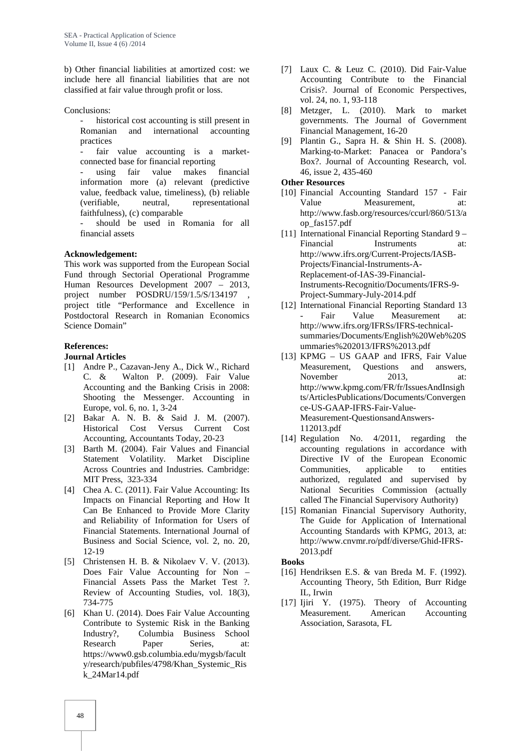b) Other financial liabilities at amortized cost: we include here all financial liabilities that are not classified at fair value through profit or loss.

Conclusions:

- historical cost accounting is still present in Romanian and international accounting practices
- fair value accounting is a market-connected base for financial reporting
- using fair value makes financial information more (a) relevant (predictive value, feedback value, timeliness), (b) reliable (verifiable, neutral, representational faithfulness), (c) comparable
- should be used in Romania for all financial assets

**Acknowledgement:**

This work was supported from the European Social Fund through Sectorial Operational Programme Human Resources Development 2007 – 2013, project number POSDRU/159/1.5/S/134197 , project title "Performance and Excellence in Postdoctoral Research in Romanian Economics Science Domain"

**References:**

**Journal Articles**

[1] Andre P., Cazavan-Jeny A., Dick W., Richard C. & Walton P. (2009). Fair Value Accounting and the Banking Crisis in 2008: Shooting the Messenger. Accounting in Europe, vol. 6, no. 1, 3-24

[2] Bakar A. N. B. & Said J. M. (2007). Historical Cost Versus Current Cost Accounting, Accountants Today, 20-23

[3] Barth M. (2004). Fair Values and Financial Statement Volatility. Market Discipline Across Countries and Industries. Cambridge: MIT Press, 323-334

[4] Chea A. C. (2011). Fair Value Accounting: Its Impacts on Financial Reporting and How It Can Be Enhanced to Provide More Clarity and Reliability of Information for Users of Financial Statements. International Journal of Business and Social Science, vol. 2, no. 20, 12-19

[5] Christensen H. B. & Nikolaev V. V. (2013). Does Fair Value Accounting for Non – Financial Assets Pass the Market Test ?. Review of Accounting Studies, vol. 18(3), 734-775

[6] Khan U. (2014). Does Fair Value Accounting Contribute to Systemic Risk in the Banking Industry?, Columbia Business School Research Paper Series, at: https://www0.gsb.columbia.edu/mygsb/faculty/research/pubfiles/4798/Khan_Systemic_Risk_24Mar14.pdf

[7] Laux C. & Leuz C. (2010). Did Fair-Value Accounting Contribute to the Financial Crisis?. Journal of Economic Perspectives, vol. 24, no. 1, 93-118

[8] Metzger, L. (2010). Mark to market governments. The Journal of Government Financial Management, 16-20

[9] Plantin G., Sapra H. & Shin H. S. (2008). Marking-to-Market: Panacea or Pandora's Box?. Journal of Accounting Research, vol. 46, issue 2, 435-460

**Other Resources**

[10] Financial Accounting Standard 157 - Fair Value Measurement, at: http://www.fasb.org/resources/ccurl/860/513/aop_fas157.pdf

[11] International Financial Reporting Standard 9 – Financial Instruments at: http://www.ifrs.org/Current-Projects/IASB-Projects/Financial-Instruments-A-Replacement-of-IAS-39-Financial-Instruments-Recognitio/Documents/IFRS-9-Project-Summary-July-2014.pdf

[12] International Financial Reporting Standard 13 - Fair Value Measurement at: http://www.ifrs.org/IFRSs/IFRS-technical-summaries/Documents/English%20Web%20Summaries%202013/IFRS%2013.pdf

[13] KPMG – US GAAP and IFRS, Fair Value Measurement, Questions and answers, November 2013, at: http://www.kpmg.com/FR/fr/IssuesAndInsights/ArticlesPublications/Documents/Convergence-US-GAAP-IFRS-Fair-Value-Measurement-QuestionsandAnswers-112013.pdf

[14] Regulation No. 4/2011, regarding the accounting regulations in accordance with Directive IV of the European Economic Communities, applicable to entities authorized, regulated and supervised by National Securities Commission (actually called The Financial Supervisory Authority)

[15] Romanian Financial Supervisory Authority, The Guide for Application of International Accounting Standards with KPMG, 2013, at: http://www.cnvmr.ro/pdf/diverse/Ghid-IFRS-2013.pdf

**Books**

[16] Hendriksen E.S. & van Breda M. F. (1992). Accounting Theory, 5th Edition, Burr Ridge IL, Irwin

[17] Ijiri Y. (1975). Theory of Accounting Measurement. American Accounting Association, Sarasota, FL